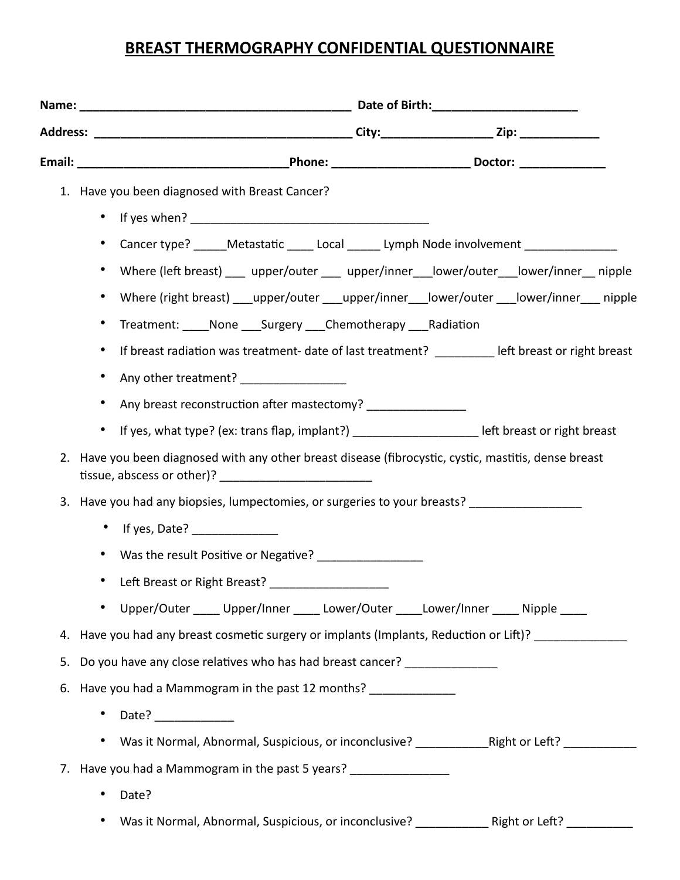# BREAST THERMOGRAPHY CONFIDENTIAL QUESTIONNAIRE

**Name:** ___________________________________________ **Date of Birth:**_______________________

**Address:** ________________________________________ **City:**_________________ **Zip:** ____________

**Email:** _________________________________**Phone:** _____________________ **Doctor:** _____________

1. Have you been diagnosed with Breast Cancer?
   - If yes when? _____________________________________
   - Cancer type? _____Metastatic ____ Local _____ Lymph Node involvement ______________
   - Where (left breast) ___ upper/outer ___ upper/inner___lower/outer___lower/inner__ nipple
   - Where (right breast) ___upper/outer ___upper/inner___lower/outer ___lower/inner___ nipple
   - Treatment: ____None ___Surgery ___Chemotherapy ___Radiation
   - If breast radiation was treatment- date of last treatment? _________ left breast or right breast
   - Any other treatment? ________________
   - Any breast reconstruction after mastectomy? _______________
   - If yes, what type? (ex: trans flap, implant?) ___________________ left breast or right breast
2. Have you been diagnosed with any other breast disease (fibrocystic, cystic, mastitis, dense breast tissue, abscess or other)? ________________________
3. Have you had any biopsies, lumpectomies, or surgeries to your breasts? _________________
   - If yes, Date? _____________
   - Was the result Positive or Negative? ________________
   - Left Breast or Right Breast? __________________
   - Upper/Outer ____ Upper/Inner ____ Lower/Outer ____Lower/Inner ____ Nipple ____
4. Have you had any breast cosmetic surgery or implants (Implants, Reduction or Lift)? ______________
5. Do you have any close relatives who has had breast cancer? ______________
6. Have you had a Mammogram in the past 12 months? _____________
   - Date? ____________
   - Was it Normal, Abnormal, Suspicious, or inconclusive? ___________Right or Left? ___________
7. Have you had a Mammogram in the past 5 years? _______________
   - Date?
   - Was it Normal, Abnormal, Suspicious, or inconclusive? ___________ Right or Left? __________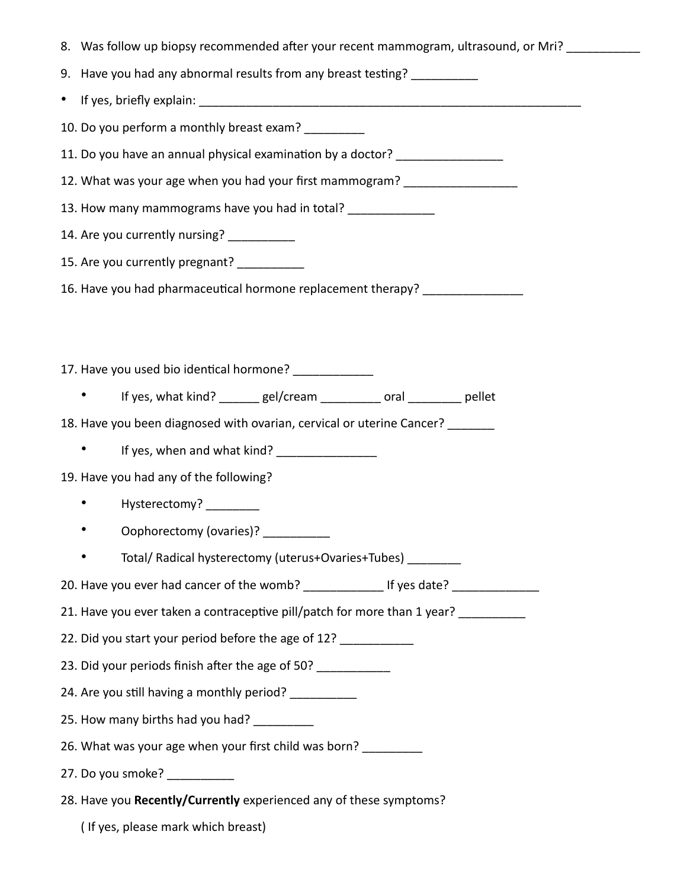8. Was follow up biopsy recommended after your recent mammogram, ultrasound, or Mri? ___________
9. Have you had any abnormal results from any breast testing? __________

- If yes, briefly explain: ____________________________________________________________

10. Do you perform a monthly breast exam? _________
11. Do you have an annual physical examination by a doctor? ________________
12. What was your age when you had your first mammogram? _________________
13. How many mammograms have you had in total? _____________
14. Are you currently nursing? __________
15. Are you currently pregnant? __________
16. Have you had pharmaceutical hormone replacement therapy? _______________

17. Have you used bio identical hormone? ____________
    - If yes, what kind? ______ gel/cream _________ oral ________ pellet
18. Have you been diagnosed with ovarian, cervical or uterine Cancer? _______
    - If yes, when and what kind? _______________
19. Have you had any of the following?
    - Hysterectomy? ________
    - Oophorectomy (ovaries)? __________
    - Total/ Radical hysterectomy (uterus+Ovaries+Tubes) ________
20. Have you ever had cancer of the womb? ____________ If yes date? _____________
21. Have you ever taken a contraceptive pill/patch for more than 1 year? __________
22. Did you start your period before the age of 12? ___________
23. Did your periods finish after the age of 50? ___________
24. Are you still having a monthly period? __________
25. How many births had you had? _________
26. What was your age when your first child was born? _________
27. Do you smoke? __________
28. Have you **Recently/Currently** experienced any of these symptoms?

    ( If yes, please mark which breast)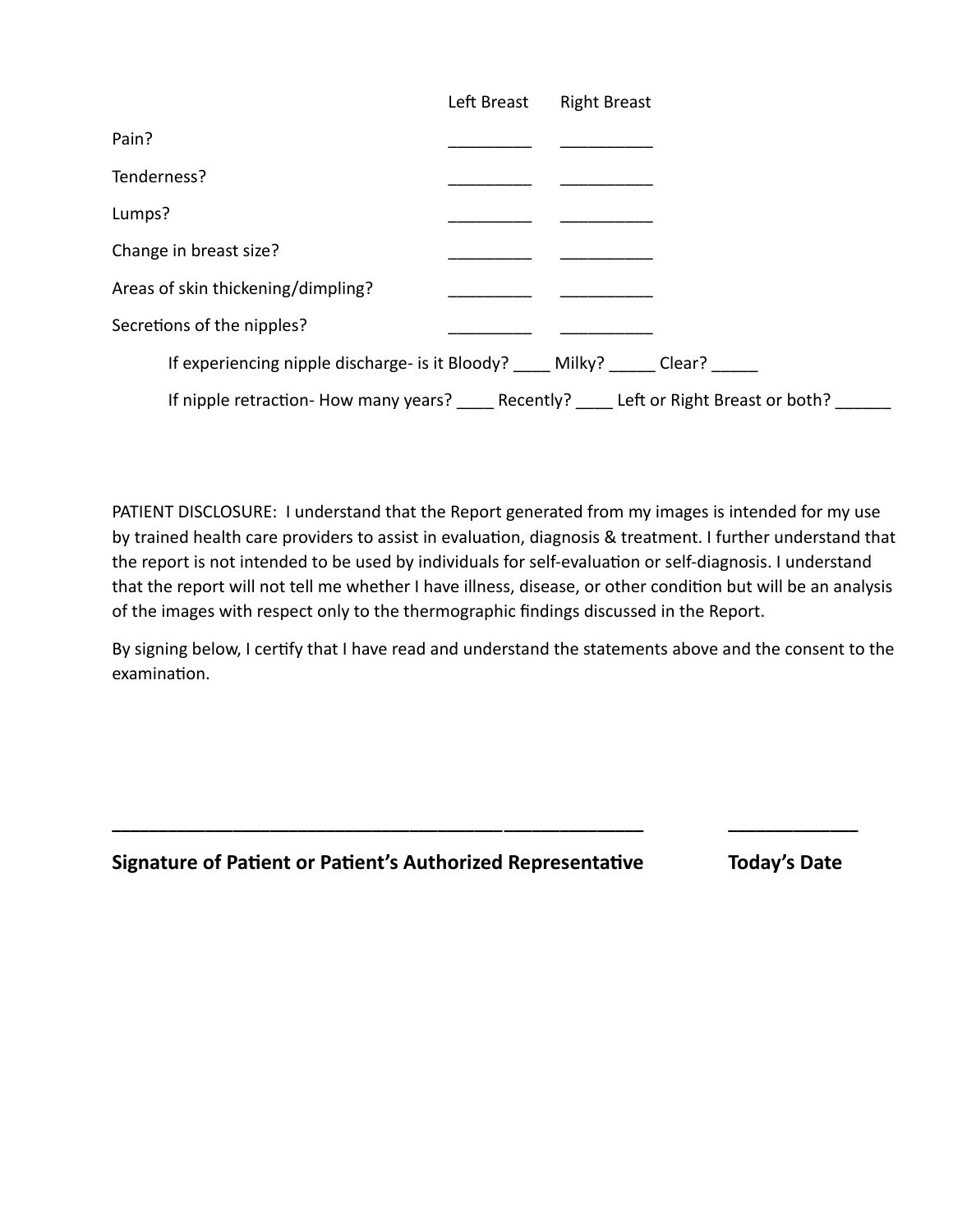| | Left Breast | Right Breast |
|---|---|---|
| Pain? | _________ | __________ |
| Tenderness? | _________ | __________ |
| Lumps? | _________ | __________ |
| Change in breast size? | _________ | __________ |
| Areas of skin thickening/dimpling? | _________ | __________ |
| Secretions of the nipples? | _________ | __________ |

If experiencing nipple discharge- is it Bloody? ____ Milky? _____ Clear? _____

If nipple retraction- How many years? ____ Recently? ____ Left or Right Breast or both? ______

PATIENT DISCLOSURE: I understand that the Report generated from my images is intended for my use by trained health care providers to assist in evaluation, diagnosis & treatment. I further understand that the report is not intended to be used by individuals for self-evaluation or self-diagnosis. I understand that the report will not tell me whether I have illness, disease, or other condition but will be an analysis of the images with respect only to the thermographic findings discussed in the Report.

By signing below, I certify that I have read and understand the statements above and the consent to the examination.

________________________________________________________ _____________

**Signature of Patient or Patient's Authorized Representative** **Today's Date**